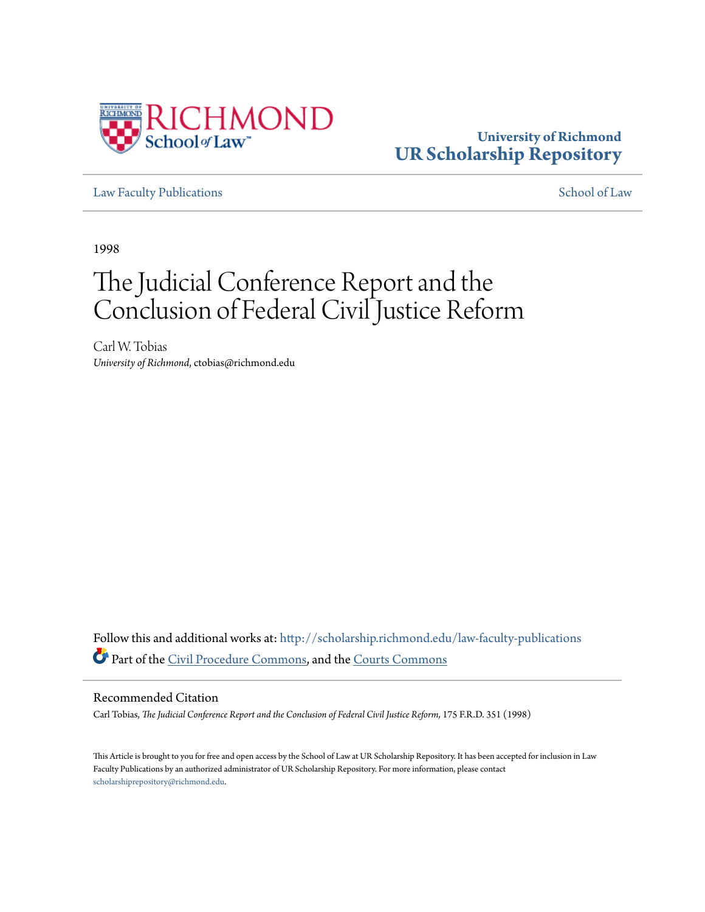University of Richmond
# UR Scholarship Repository

Law Faculty Publications | School of Law

1998

# The Judicial Conference Report and the Conclusion of Federal Civil Justice Reform

Carl W. Tobias
*University of Richmond*, ctobias@richmond.edu

Follow this and additional works at: http://scholarship.richmond.edu/law-faculty-publications
Part of the Civil Procedure Commons, and the Courts Commons

## Recommended Citation

Carl Tobias, *The Judicial Conference Report and the Conclusion of Federal Civil Justice Reform,* 175 F.R.D. 351 (1998)

This Article is brought to you for free and open access by the School of Law at UR Scholarship Repository. It has been accepted for inclusion in Law Faculty Publications by an authorized administrator of UR Scholarship Repository. For more information, please contact scholarshiprepository@richmond.edu.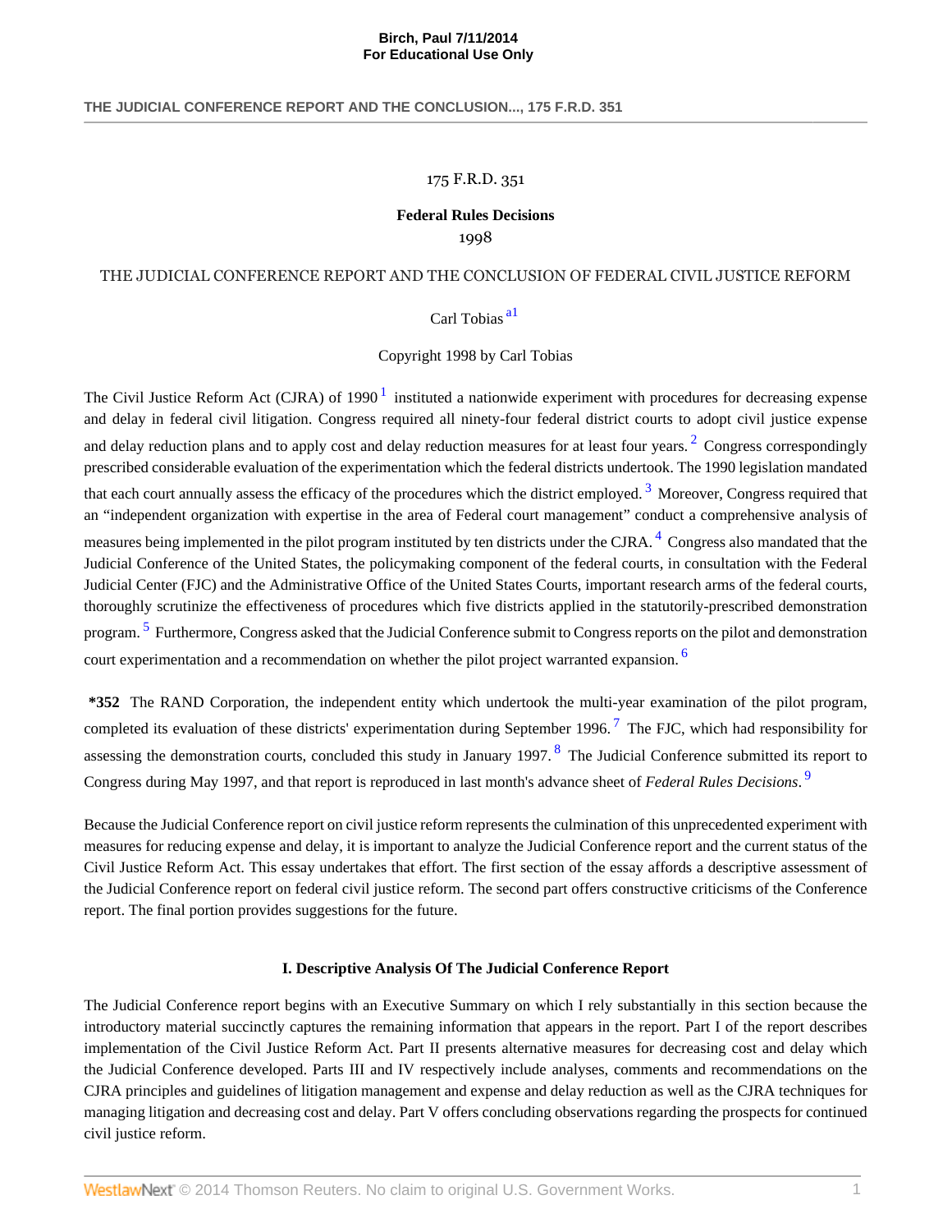175 F.R.D. 351

**Federal Rules Decisions**

1998

THE JUDICIAL CONFERENCE REPORT AND THE CONCLUSION OF FEDERAL CIVIL JUSTICE REFORM

Carl Tobias [a1]

Copyright 1998 by Carl Tobias

The Civil Justice Reform Act (CJRA) of 1990 [1] instituted a nationwide experiment with procedures for decreasing expense and delay in federal civil litigation. Congress required all ninety-four federal district courts to adopt civil justice expense and delay reduction plans and to apply cost and delay reduction measures for at least four years. [2] Congress correspondingly prescribed considerable evaluation of the experimentation which the federal districts undertook. The 1990 legislation mandated that each court annually assess the efficacy of the procedures which the district employed. [3] Moreover, Congress required that an "independent organization with expertise in the area of Federal court management" conduct a comprehensive analysis of measures being implemented in the pilot program instituted by ten districts under the CJRA. [4] Congress also mandated that the Judicial Conference of the United States, the policymaking component of the federal courts, in consultation with the Federal Judicial Center (FJC) and the Administrative Office of the United States Courts, important research arms of the federal courts, thoroughly scrutinize the effectiveness of procedures which five districts applied in the statutorily-prescribed demonstration program. [5] Furthermore, Congress asked that the Judicial Conference submit to Congress reports on the pilot and demonstration court experimentation and a recommendation on whether the pilot project warranted expansion. [6]

**\*352** The RAND Corporation, the independent entity which undertook the multi-year examination of the pilot program, completed its evaluation of these districts' experimentation during September 1996. [7] The FJC, which had responsibility for assessing the demonstration courts, concluded this study in January 1997. [8] The Judicial Conference submitted its report to Congress during May 1997, and that report is reproduced in last month's advance sheet of *Federal Rules Decisions*. [9]

Because the Judicial Conference report on civil justice reform represents the culmination of this unprecedented experiment with measures for reducing expense and delay, it is important to analyze the Judicial Conference report and the current status of the Civil Justice Reform Act. This essay undertakes that effort. The first section of the essay affords a descriptive assessment of the Judicial Conference report on federal civil justice reform. The second part offers constructive criticisms of the Conference report. The final portion provides suggestions for the future.

## I. Descriptive Analysis Of The Judicial Conference Report

The Judicial Conference report begins with an Executive Summary on which I rely substantially in this section because the introductory material succinctly captures the remaining information that appears in the report. Part I of the report describes implementation of the Civil Justice Reform Act. Part II presents alternative measures for decreasing cost and delay which the Judicial Conference developed. Parts III and IV respectively include analyses, comments and recommendations on the CJRA principles and guidelines of litigation management and expense and delay reduction as well as the CJRA techniques for managing litigation and decreasing cost and delay. Part V offers concluding observations regarding the prospects for continued civil justice reform.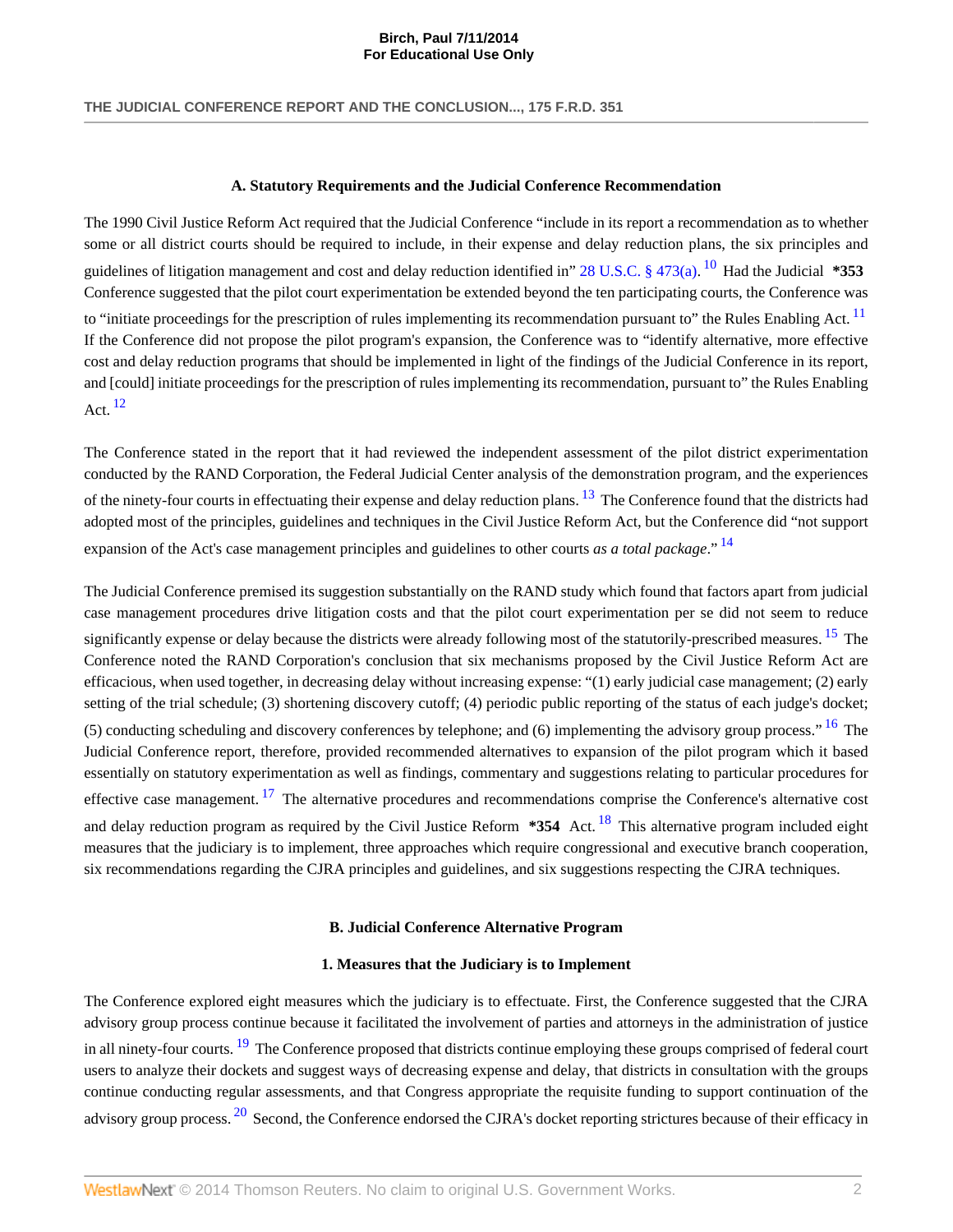### A. Statutory Requirements and the Judicial Conference Recommendation

The 1990 Civil Justice Reform Act required that the Judicial Conference "include in its report a recommendation as to whether some or all district courts should be required to include, in their expense and delay reduction plans, the six principles and guidelines of litigation management and cost and delay reduction identified in" 28 U.S.C. § 473(a). [10] Had the Judicial **\*353** Conference suggested that the pilot court experimentation be extended beyond the ten participating courts, the Conference was to "initiate proceedings for the prescription of rules implementing its recommendation pursuant to" the Rules Enabling Act. [11] If the Conference did not propose the pilot program's expansion, the Conference was to "identify alternative, more effective cost and delay reduction programs that should be implemented in light of the findings of the Judicial Conference in its report, and [could] initiate proceedings for the prescription of rules implementing its recommendation, pursuant to" the Rules Enabling Act. [12]

The Conference stated in the report that it had reviewed the independent assessment of the pilot district experimentation conducted by the RAND Corporation, the Federal Judicial Center analysis of the demonstration program, and the experiences of the ninety-four courts in effectuating their expense and delay reduction plans. [13] The Conference found that the districts had adopted most of the principles, guidelines and techniques in the Civil Justice Reform Act, but the Conference did "not support expansion of the Act's case management principles and guidelines to other courts *as a total package*." [14]

The Judicial Conference premised its suggestion substantially on the RAND study which found that factors apart from judicial case management procedures drive litigation costs and that the pilot court experimentation per se did not seem to reduce significantly expense or delay because the districts were already following most of the statutorily-prescribed measures. [15] The Conference noted the RAND Corporation's conclusion that six mechanisms proposed by the Civil Justice Reform Act are efficacious, when used together, in decreasing delay without increasing expense: "(1) early judicial case management; (2) early setting of the trial schedule; (3) shortening discovery cutoff; (4) periodic public reporting of the status of each judge's docket; (5) conducting scheduling and discovery conferences by telephone; and (6) implementing the advisory group process." [16] The Judicial Conference report, therefore, provided recommended alternatives to expansion of the pilot program which it based essentially on statutory experimentation as well as findings, commentary and suggestions relating to particular procedures for effective case management. [17] The alternative procedures and recommendations comprise the Conference's alternative cost and delay reduction program as required by the Civil Justice Reform **\*354** Act. [18] This alternative program included eight measures that the judiciary is to implement, three approaches which require congressional and executive branch cooperation, six recommendations regarding the CJRA principles and guidelines, and six suggestions respecting the CJRA techniques.

### B. Judicial Conference Alternative Program

#### 1. Measures that the Judiciary is to Implement

The Conference explored eight measures which the judiciary is to effectuate. First, the Conference suggested that the CJRA advisory group process continue because it facilitated the involvement of parties and attorneys in the administration of justice in all ninety-four courts. [19] The Conference proposed that districts continue employing these groups comprised of federal court users to analyze their dockets and suggest ways of decreasing expense and delay, that districts in consultation with the groups continue conducting regular assessments, and that Congress appropriate the requisite funding to support continuation of the advisory group process. [20] Second, the Conference endorsed the CJRA's docket reporting strictures because of their efficacy in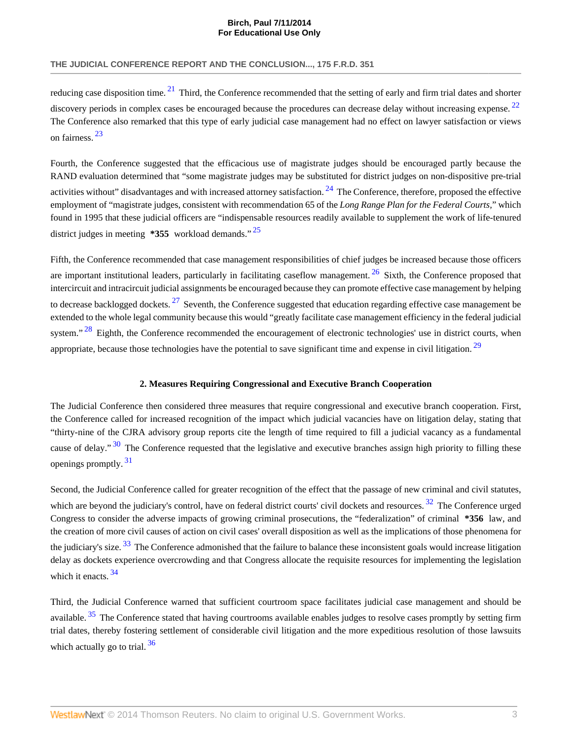reducing case disposition time.[21] Third, the Conference recommended that the setting of early and firm trial dates and shorter discovery periods in complex cases be encouraged because the procedures can decrease delay without increasing expense.[22] The Conference also remarked that this type of early judicial case management had no effect on lawyer satisfaction or views on fairness.[23]

Fourth, the Conference suggested that the efficacious use of magistrate judges should be encouraged partly because the RAND evaluation determined that "some magistrate judges may be substituted for district judges on non-dispositive pre-trial activities without" disadvantages and with increased attorney satisfaction.[24] The Conference, therefore, proposed the effective employment of "magistrate judges, consistent with recommendation 65 of the *Long Range Plan for the Federal Courts*," which found in 1995 that these judicial officers are "indispensable resources readily available to supplement the work of life-tenured district judges in meeting **\*355** workload demands."[25]

Fifth, the Conference recommended that case management responsibilities of chief judges be increased because those officers are important institutional leaders, particularly in facilitating caseflow management.[26] Sixth, the Conference proposed that intercircuit and intracircuit judicial assignments be encouraged because they can promote effective case management by helping to decrease backlogged dockets.[27] Seventh, the Conference suggested that education regarding effective case management be extended to the whole legal community because this would "greatly facilitate case management efficiency in the federal judicial system."[28] Eighth, the Conference recommended the encouragement of electronic technologies' use in district courts, when appropriate, because those technologies have the potential to save significant time and expense in civil litigation.[29]

### 2. Measures Requiring Congressional and Executive Branch Cooperation

The Judicial Conference then considered three measures that require congressional and executive branch cooperation. First, the Conference called for increased recognition of the impact which judicial vacancies have on litigation delay, stating that "thirty-nine of the CJRA advisory group reports cite the length of time required to fill a judicial vacancy as a fundamental cause of delay."[30] The Conference requested that the legislative and executive branches assign high priority to filling these openings promptly.[31]

Second, the Judicial Conference called for greater recognition of the effect that the passage of new criminal and civil statutes, which are beyond the judiciary's control, have on federal district courts' civil dockets and resources.[32] The Conference urged Congress to consider the adverse impacts of growing criminal prosecutions, the "federalization" of criminal **\*356** law, and the creation of more civil causes of action on civil cases' overall disposition as well as the implications of those phenomena for the judiciary's size.[33] The Conference admonished that the failure to balance these inconsistent goals would increase litigation delay as dockets experience overcrowding and that Congress allocate the requisite resources for implementing the legislation which it enacts.[34]

Third, the Judicial Conference warned that sufficient courtroom space facilitates judicial case management and should be available.[35] The Conference stated that having courtrooms available enables judges to resolve cases promptly by setting firm trial dates, thereby fostering settlement of considerable civil litigation and the more expeditious resolution of those lawsuits which actually go to trial.[36]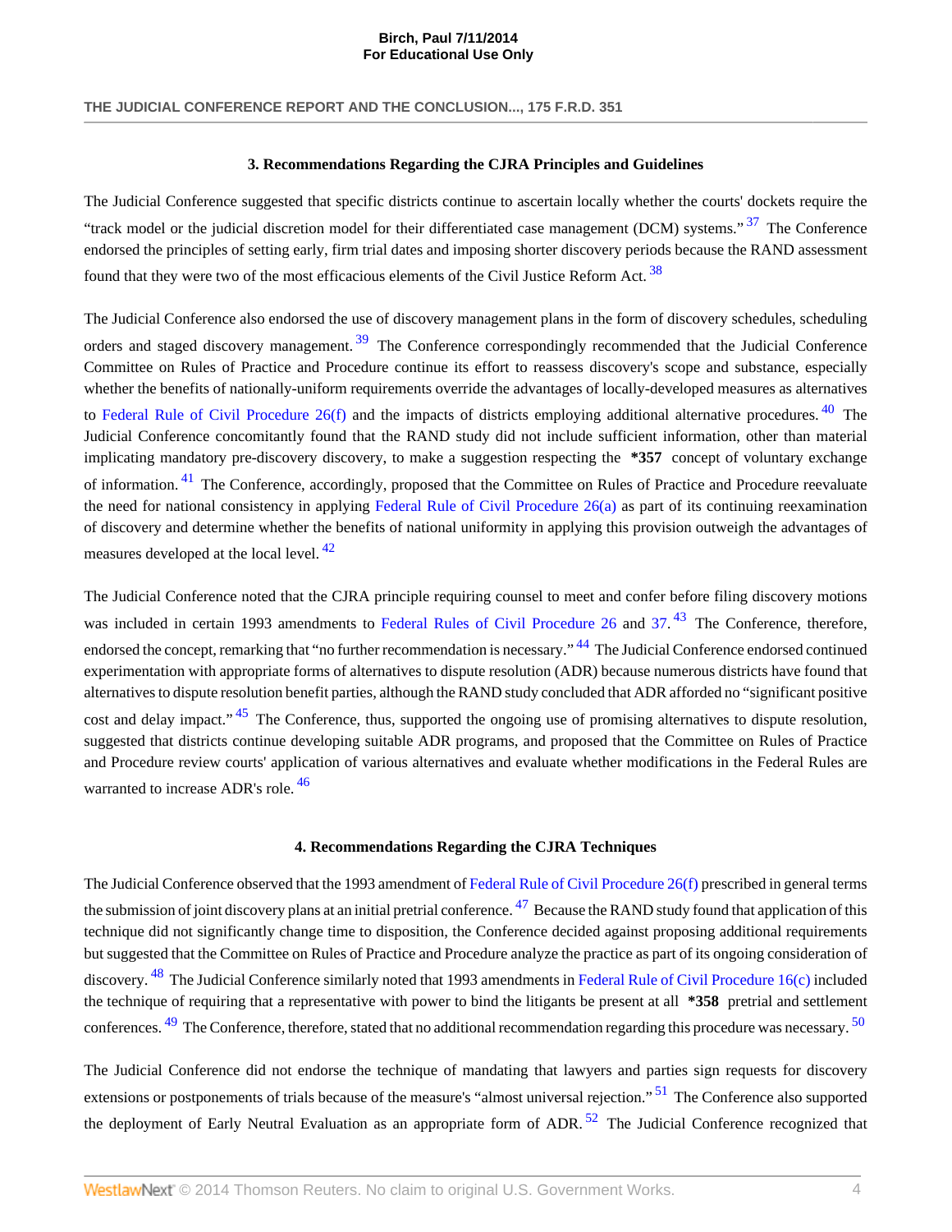### 3. Recommendations Regarding the CJRA Principles and Guidelines

The Judicial Conference suggested that specific districts continue to ascertain locally whether the courts' dockets require the "track model or the judicial discretion model for their differentiated case management (DCM) systems." [37] The Conference endorsed the principles of setting early, firm trial dates and imposing shorter discovery periods because the RAND assessment found that they were two of the most efficacious elements of the Civil Justice Reform Act. [38]

The Judicial Conference also endorsed the use of discovery management plans in the form of discovery schedules, scheduling orders and staged discovery management. [39] The Conference correspondingly recommended that the Judicial Conference Committee on Rules of Practice and Procedure continue its effort to reassess discovery's scope and substance, especially whether the benefits of nationally-uniform requirements override the advantages of locally-developed measures as alternatives to Federal Rule of Civil Procedure 26(f) and the impacts of districts employing additional alternative procedures. [40] The Judicial Conference concomitantly found that the RAND study did not include sufficient information, other than material implicating mandatory pre-discovery discovery, to make a suggestion respecting the **\*357** concept of voluntary exchange of information. [41] The Conference, accordingly, proposed that the Committee on Rules of Practice and Procedure reevaluate the need for national consistency in applying Federal Rule of Civil Procedure 26(a) as part of its continuing reexamination of discovery and determine whether the benefits of national uniformity in applying this provision outweigh the advantages of measures developed at the local level. [42]

The Judicial Conference noted that the CJRA principle requiring counsel to meet and confer before filing discovery motions was included in certain 1993 amendments to Federal Rules of Civil Procedure 26 and 37. [43] The Conference, therefore, endorsed the concept, remarking that "no further recommendation is necessary." [44] The Judicial Conference endorsed continued experimentation with appropriate forms of alternatives to dispute resolution (ADR) because numerous districts have found that alternatives to dispute resolution benefit parties, although the RAND study concluded that ADR afforded no "significant positive cost and delay impact." [45] The Conference, thus, supported the ongoing use of promising alternatives to dispute resolution, suggested that districts continue developing suitable ADR programs, and proposed that the Committee on Rules of Practice and Procedure review courts' application of various alternatives and evaluate whether modifications in the Federal Rules are warranted to increase ADR's role. [46]

### 4. Recommendations Regarding the CJRA Techniques

The Judicial Conference observed that the 1993 amendment of Federal Rule of Civil Procedure 26(f) prescribed in general terms the submission of joint discovery plans at an initial pretrial conference. [47] Because the RAND study found that application of this technique did not significantly change time to disposition, the Conference decided against proposing additional requirements but suggested that the Committee on Rules of Practice and Procedure analyze the practice as part of its ongoing consideration of discovery. [48] The Judicial Conference similarly noted that 1993 amendments in Federal Rule of Civil Procedure 16(c) included the technique of requiring that a representative with power to bind the litigants be present at all **\*358** pretrial and settlement conferences. [49] The Conference, therefore, stated that no additional recommendation regarding this procedure was necessary. [50]

The Judicial Conference did not endorse the technique of mandating that lawyers and parties sign requests for discovery extensions or postponements of trials because of the measure's "almost universal rejection." [51] The Conference also supported the deployment of Early Neutral Evaluation as an appropriate form of ADR. [52] The Judicial Conference recognized that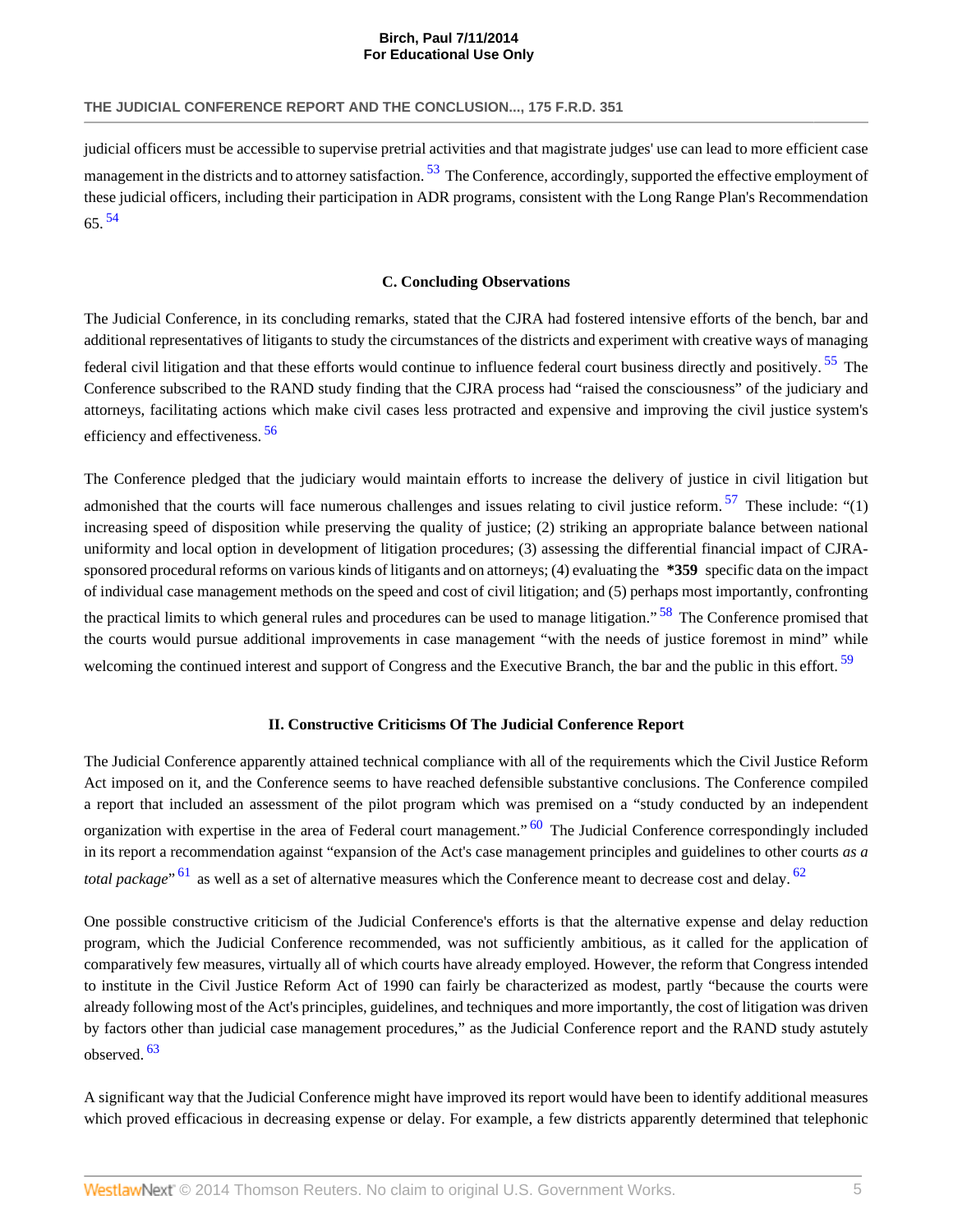judicial officers must be accessible to supervise pretrial activities and that magistrate judges' use can lead to more efficient case management in the districts and to attorney satisfaction. [53] The Conference, accordingly, supported the effective employment of these judicial officers, including their participation in ADR programs, consistent with the Long Range Plan's Recommendation 65. [54]

### C. Concluding Observations

The Judicial Conference, in its concluding remarks, stated that the CJRA had fostered intensive efforts of the bench, bar and additional representatives of litigants to study the circumstances of the districts and experiment with creative ways of managing federal civil litigation and that these efforts would continue to influence federal court business directly and positively. [55] The Conference subscribed to the RAND study finding that the CJRA process had "raised the consciousness" of the judiciary and attorneys, facilitating actions which make civil cases less protracted and expensive and improving the civil justice system's efficiency and effectiveness. [56]

The Conference pledged that the judiciary would maintain efforts to increase the delivery of justice in civil litigation but admonished that the courts will face numerous challenges and issues relating to civil justice reform. [57] These include: "(1) increasing speed of disposition while preserving the quality of justice; (2) striking an appropriate balance between national uniformity and local option in development of litigation procedures; (3) assessing the differential financial impact of CJRA-sponsored procedural reforms on various kinds of litigants and on attorneys; (4) evaluating the **\*359** specific data on the impact of individual case management methods on the speed and cost of civil litigation; and (5) perhaps most importantly, confronting the practical limits to which general rules and procedures can be used to manage litigation." [58] The Conference promised that the courts would pursue additional improvements in case management "with the needs of justice foremost in mind" while welcoming the continued interest and support of Congress and the Executive Branch, the bar and the public in this effort. [59]

## II. Constructive Criticisms Of The Judicial Conference Report

The Judicial Conference apparently attained technical compliance with all of the requirements which the Civil Justice Reform Act imposed on it, and the Conference seems to have reached defensible substantive conclusions. The Conference compiled a report that included an assessment of the pilot program which was premised on a "study conducted by an independent organization with expertise in the area of Federal court management." [60] The Judicial Conference correspondingly included in its report a recommendation against "expansion of the Act's case management principles and guidelines to other courts *as a total package*" [61] as well as a set of alternative measures which the Conference meant to decrease cost and delay. [62]

One possible constructive criticism of the Judicial Conference's efforts is that the alternative expense and delay reduction program, which the Judicial Conference recommended, was not sufficiently ambitious, as it called for the application of comparatively few measures, virtually all of which courts have already employed. However, the reform that Congress intended to institute in the Civil Justice Reform Act of 1990 can fairly be characterized as modest, partly "because the courts were already following most of the Act's principles, guidelines, and techniques and more importantly, the cost of litigation was driven by factors other than judicial case management procedures," as the Judicial Conference report and the RAND study astutely observed. [63]

A significant way that the Judicial Conference might have improved its report would have been to identify additional measures which proved efficacious in decreasing expense or delay. For example, a few districts apparently determined that telephonic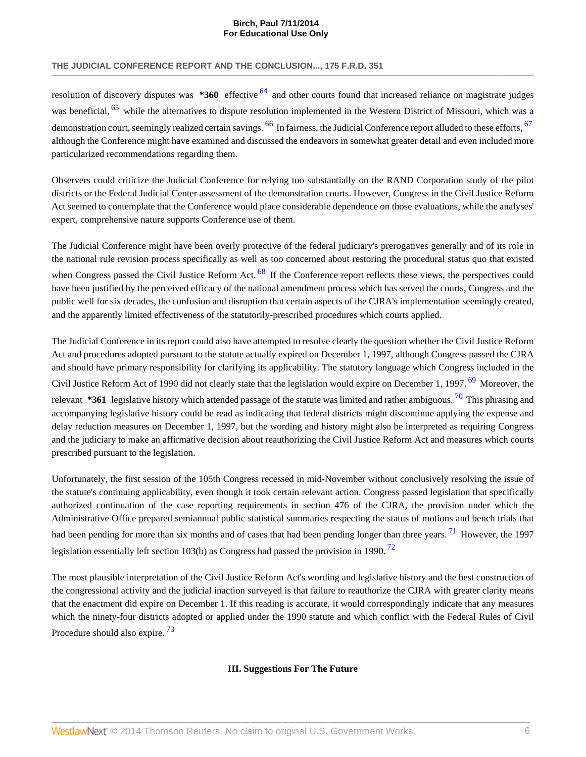resolution of discovery disputes was **\*360** effective [64] and other courts found that increased reliance on magistrate judges was beneficial, [65] while the alternatives to dispute resolution implemented in the Western District of Missouri, which was a demonstration court, seemingly realized certain savings. [66] In fairness, the Judicial Conference report alluded to these efforts, [67] although the Conference might have examined and discussed the endeavors in somewhat greater detail and even included more particularized recommendations regarding them.

Observers could criticize the Judicial Conference for relying too substantially on the RAND Corporation study of the pilot districts or the Federal Judicial Center assessment of the demonstration courts. However, Congress in the Civil Justice Reform Act seemed to contemplate that the Conference would place considerable dependence on those evaluations, while the analyses' expert, comprehensive nature supports Conference use of them.

The Judicial Conference might have been overly protective of the federal judiciary's prerogatives generally and of its role in the national rule revision process specifically as well as too concerned about restoring the procedural status quo that existed when Congress passed the Civil Justice Reform Act. [68] If the Conference report reflects these views, the perspectives could have been justified by the perceived efficacy of the national amendment process which has served the courts, Congress and the public well for six decades, the confusion and disruption that certain aspects of the CJRA's implementation seemingly created, and the apparently limited effectiveness of the statutorily-prescribed procedures which courts applied.

The Judicial Conference in its report could also have attempted to resolve clearly the question whether the Civil Justice Reform Act and procedures adopted pursuant to the statute actually expired on December 1, 1997, although Congress passed the CJRA and should have primary responsibility for clarifying its applicability. The statutory language which Congress included in the Civil Justice Reform Act of 1990 did not clearly state that the legislation would expire on December 1, 1997. [69] Moreover, the relevant **\*361** legislative history which attended passage of the statute was limited and rather ambiguous. [70] This phrasing and accompanying legislative history could be read as indicating that federal districts might discontinue applying the expense and delay reduction measures on December 1, 1997, but the wording and history might also be interpreted as requiring Congress and the judiciary to make an affirmative decision about reauthorizing the Civil Justice Reform Act and measures which courts prescribed pursuant to the legislation.

Unfortunately, the first session of the 105th Congress recessed in mid-November without conclusively resolving the issue of the statute's continuing applicability, even though it took certain relevant action. Congress passed legislation that specifically authorized continuation of the case reporting requirements in section 476 of the CJRA, the provision under which the Administrative Office prepared semiannual public statistical summaries respecting the status of motions and bench trials that had been pending for more than six months and of cases that had been pending longer than three years. [71] However, the 1997 legislation essentially left section 103(b) as Congress had passed the provision in 1990. [72]

The most plausible interpretation of the Civil Justice Reform Act's wording and legislative history and the best construction of the congressional activity and the judicial inaction surveyed is that failure to reauthorize the CJRA with greater clarity means that the enactment did expire on December 1. If this reading is accurate, it would correspondingly indicate that any measures which the ninety-four districts adopted or applied under the 1990 statute and which conflict with the Federal Rules of Civil Procedure should also expire. [73]

### III. Suggestions For The Future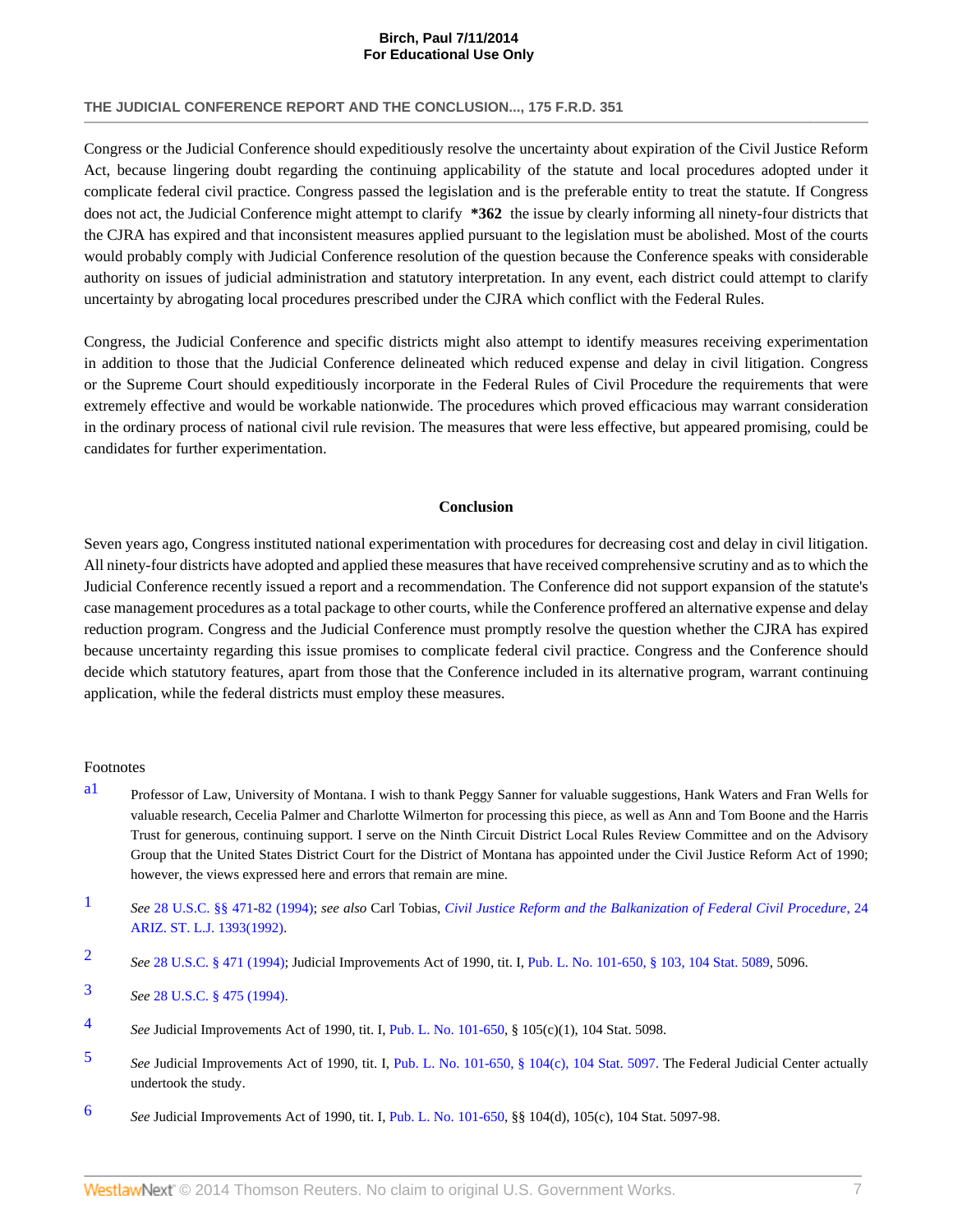Congress or the Judicial Conference should expeditiously resolve the uncertainty about expiration of the Civil Justice Reform Act, because lingering doubt regarding the continuing applicability of the statute and local procedures adopted under it complicate federal civil practice. Congress passed the legislation and is the preferable entity to treat the statute. If Congress does not act, the Judicial Conference might attempt to clarify **\*362** the issue by clearly informing all ninety-four districts that the CJRA has expired and that inconsistent measures applied pursuant to the legislation must be abolished. Most of the courts would probably comply with Judicial Conference resolution of the question because the Conference speaks with considerable authority on issues of judicial administration and statutory interpretation. In any event, each district could attempt to clarify uncertainty by abrogating local procedures prescribed under the CJRA which conflict with the Federal Rules.

Congress, the Judicial Conference and specific districts might also attempt to identify measures receiving experimentation in addition to those that the Judicial Conference delineated which reduced expense and delay in civil litigation. Congress or the Supreme Court should expeditiously incorporate in the Federal Rules of Civil Procedure the requirements that were extremely effective and would be workable nationwide. The procedures which proved efficacious may warrant consideration in the ordinary process of national civil rule revision. The measures that were less effective, but appeared promising, could be candidates for further experimentation.

## Conclusion

Seven years ago, Congress instituted national experimentation with procedures for decreasing cost and delay in civil litigation. All ninety-four districts have adopted and applied these measures that have received comprehensive scrutiny and as to which the Judicial Conference recently issued a report and a recommendation. The Conference did not support expansion of the statute's case management procedures as a total package to other courts, while the Conference proffered an alternative expense and delay reduction program. Congress and the Judicial Conference must promptly resolve the question whether the CJRA has expired because uncertainty regarding this issue promises to complicate federal civil practice. Congress and the Conference should decide which statutory features, apart from those that the Conference included in its alternative program, warrant continuing application, while the federal districts must employ these measures.

Footnotes

a1 Professor of Law, University of Montana. I wish to thank Peggy Sanner for valuable suggestions, Hank Waters and Fran Wells for valuable research, Cecelia Palmer and Charlotte Wilmerton for processing this piece, as well as Ann and Tom Boone and the Harris Trust for generous, continuing support. I serve on the Ninth Circuit District Local Rules Review Committee and on the Advisory Group that the United States District Court for the District of Montana has appointed under the Civil Justice Reform Act of 1990; however, the views expressed here and errors that remain are mine.

1 *See* 28 U.S.C. §§ 471-82 (1994); *see also* Carl Tobias, *Civil Justice Reform and the Balkanization of Federal Civil Procedure*, 24 ARIZ. ST. L.J. 1393(1992).

2 *See* 28 U.S.C. § 471 (1994); Judicial Improvements Act of 1990, tit. I, Pub. L. No. 101-650, § 103, 104 Stat. 5089, 5096.

3 *See* 28 U.S.C. § 475 (1994).

4 *See* Judicial Improvements Act of 1990, tit. I, Pub. L. No. 101-650, § 105(c)(1), 104 Stat. 5098.

5 *See* Judicial Improvements Act of 1990, tit. I, Pub. L. No. 101-650, § 104(c), 104 Stat. 5097. The Federal Judicial Center actually undertook the study.

6 *See* Judicial Improvements Act of 1990, tit. I, Pub. L. No. 101-650, §§ 104(d), 105(c), 104 Stat. 5097-98.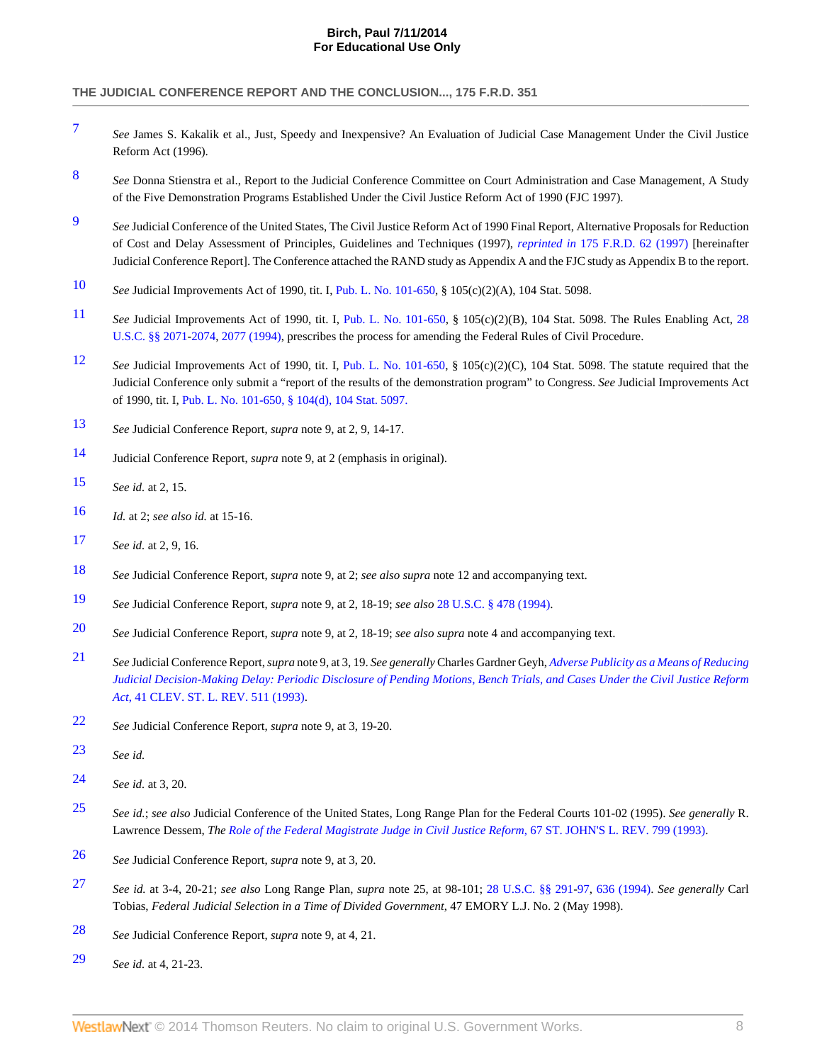7 *See* James S. Kakalik et al., Just, Speedy and Inexpensive? An Evaluation of Judicial Case Management Under the Civil Justice Reform Act (1996).

8 *See* Donna Stienstra et al., Report to the Judicial Conference Committee on Court Administration and Case Management, A Study of the Five Demonstration Programs Established Under the Civil Justice Reform Act of 1990 (FJC 1997).

9 *See* Judicial Conference of the United States, The Civil Justice Reform Act of 1990 Final Report, Alternative Proposals for Reduction of Cost and Delay Assessment of Principles, Guidelines and Techniques (1997), *reprinted in* 175 F.R.D. 62 (1997) [hereinafter Judicial Conference Report]. The Conference attached the RAND study as Appendix A and the FJC study as Appendix B to the report.

10 *See* Judicial Improvements Act of 1990, tit. I, Pub. L. No. 101-650, § 105(c)(2)(A), 104 Stat. 5098.

11 *See* Judicial Improvements Act of 1990, tit. I, Pub. L. No. 101-650, § 105(c)(2)(B), 104 Stat. 5098. The Rules Enabling Act, 28 U.S.C. §§ 2071-2074, 2077 (1994), prescribes the process for amending the Federal Rules of Civil Procedure.

12 *See* Judicial Improvements Act of 1990, tit. I, Pub. L. No. 101-650, § 105(c)(2)(C), 104 Stat. 5098. The statute required that the Judicial Conference only submit a "report of the results of the demonstration program" to Congress. *See* Judicial Improvements Act of 1990, tit. I, Pub. L. No. 101-650, § 104(d), 104 Stat. 5097.

13 *See* Judicial Conference Report, *supra* note 9, at 2, 9, 14-17.

14 Judicial Conference Report, *supra* note 9, at 2 (emphasis in original).

15 *See id.* at 2, 15.

16 *Id.* at 2; *see also id.* at 15-16.

17 *See id.* at 2, 9, 16.

18 *See* Judicial Conference Report, *supra* note 9, at 2; *see also supra* note 12 and accompanying text.

19 *See* Judicial Conference Report, *supra* note 9, at 2, 18-19; *see also* 28 U.S.C. § 478 (1994).

20 *See* Judicial Conference Report, *supra* note 9, at 2, 18-19; *see also supra* note 4 and accompanying text.

21 *See* Judicial Conference Report, *supra* note 9, at 3, 19. *See generally* Charles Gardner Geyh, *Adverse Publicity as a Means of Reducing Judicial Decision-Making Delay: Periodic Disclosure of Pending Motions, Bench Trials, and Cases Under the Civil Justice Reform Act*, 41 CLEV. ST. L. REV. 511 (1993).

22 *See* Judicial Conference Report, *supra* note 9, at 3, 19-20.

23 *See id.*

24 *See id.* at 3, 20.

25 *See id.*; *see also* Judicial Conference of the United States, Long Range Plan for the Federal Courts 101-02 (1995). *See generally* R. Lawrence Dessem, *The Role of the Federal Magistrate Judge in Civil Justice Reform*, 67 ST. JOHN'S L. REV. 799 (1993).

26 *See* Judicial Conference Report, *supra* note 9, at 3, 20.

27 *See id.* at 3-4, 20-21; *see also* Long Range Plan, *supra* note 25, at 98-101; 28 U.S.C. §§ 291-97, 636 (1994). *See generally* Carl Tobias, *Federal Judicial Selection in a Time of Divided Government*, 47 EMORY L.J. No. 2 (May 1998).

28 *See* Judicial Conference Report, *supra* note 9, at 4, 21.

29 *See id.* at 4, 21-23.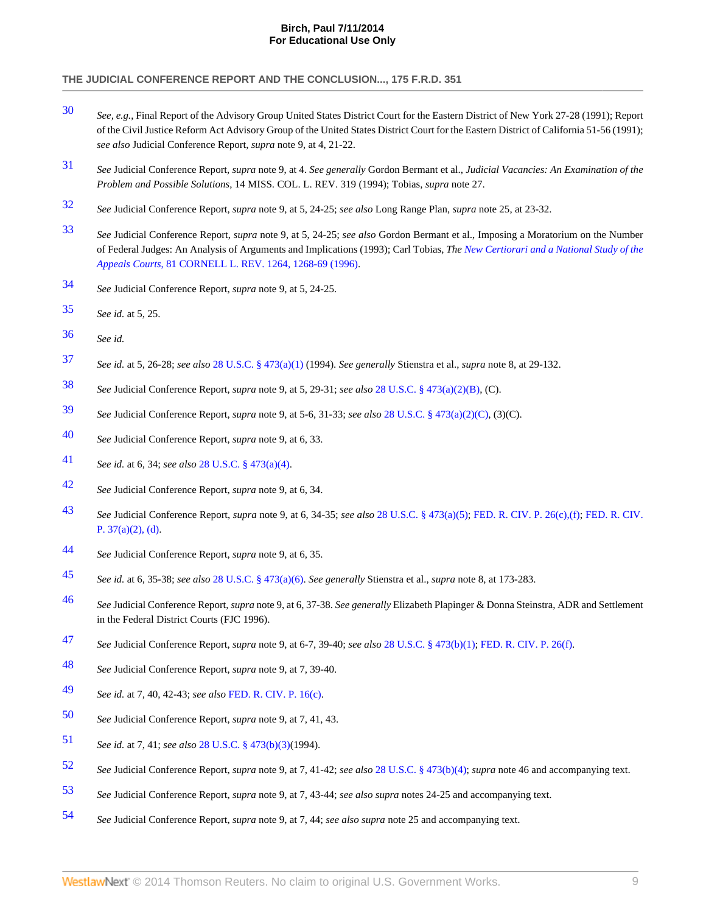30 *See, e.g.*, Final Report of the Advisory Group United States District Court for the Eastern District of New York 27-28 (1991); Report of the Civil Justice Reform Act Advisory Group of the United States District Court for the Eastern District of California 51-56 (1991); *see also* Judicial Conference Report, *supra* note 9, at 4, 21-22.

31 *See* Judicial Conference Report, *supra* note 9, at 4. *See generally* Gordon Bermant et al., *Judicial Vacancies: An Examination of the Problem and Possible Solutions*, 14 MISS. COL. L. REV. 319 (1994); Tobias, *supra* note 27.

32 *See* Judicial Conference Report, *supra* note 9, at 5, 24-25; *see also* Long Range Plan, *supra* note 25, at 23-32.

33 *See* Judicial Conference Report, *supra* note 9, at 5, 24-25; *see also* Gordon Bermant et al., Imposing a Moratorium on the Number of Federal Judges: An Analysis of Arguments and Implications (1993); Carl Tobias, *The New Certiorari and a National Study of the Appeals Courts*, 81 CORNELL L. REV. 1264, 1268-69 (1996).

34 *See* Judicial Conference Report, *supra* note 9, at 5, 24-25.

35 *See id.* at 5, 25.

36 *See id.*

37 *See id.* at 5, 26-28; *see also* 28 U.S.C. § 473(a)(1) (1994). *See generally* Stienstra et al., *supra* note 8, at 29-132.

38 *See* Judicial Conference Report, *supra* note 9, at 5, 29-31; *see also* 28 U.S.C. § 473(a)(2)(B), (C).

39 *See* Judicial Conference Report, *supra* note 9, at 5-6, 31-33; *see also* 28 U.S.C. § 473(a)(2)(C), (3)(C).

40 *See* Judicial Conference Report, *supra* note 9, at 6, 33.

41 *See id.* at 6, 34; *see also* 28 U.S.C. § 473(a)(4).

42 *See* Judicial Conference Report, *supra* note 9, at 6, 34.

43 *See* Judicial Conference Report, *supra* note 9, at 6, 34-35; *see also* 28 U.S.C. § 473(a)(5); FED. R. CIV. P. 26(c),(f); FED. R. CIV. P. 37(a)(2), (d).

44 *See* Judicial Conference Report, *supra* note 9, at 6, 35.

45 *See id.* at 6, 35-38; *see also* 28 U.S.C. § 473(a)(6). *See generally* Stienstra et al., *supra* note 8, at 173-283.

46 *See* Judicial Conference Report, *supra* note 9, at 6, 37-38. *See generally* Elizabeth Plapinger & Donna Steinstra, ADR and Settlement in the Federal District Courts (FJC 1996).

47 *See* Judicial Conference Report, *supra* note 9, at 6-7, 39-40; *see also* 28 U.S.C. § 473(b)(1); FED. R. CIV. P. 26(f).

48 *See* Judicial Conference Report, *supra* note 9, at 7, 39-40.

49 *See id.* at 7, 40, 42-43; *see also* FED. R. CIV. P. 16(c).

50 *See* Judicial Conference Report, *supra* note 9, at 7, 41, 43.

51 *See id.* at 7, 41; *see also* 28 U.S.C. § 473(b)(3)(1994).

52 *See* Judicial Conference Report, *supra* note 9, at 7, 41-42; *see also* 28 U.S.C. § 473(b)(4); *supra* note 46 and accompanying text.

53 *See* Judicial Conference Report, *supra* note 9, at 7, 43-44; *see also supra* notes 24-25 and accompanying text.

54 *See* Judicial Conference Report, *supra* note 9, at 7, 44; *see also supra* note 25 and accompanying text.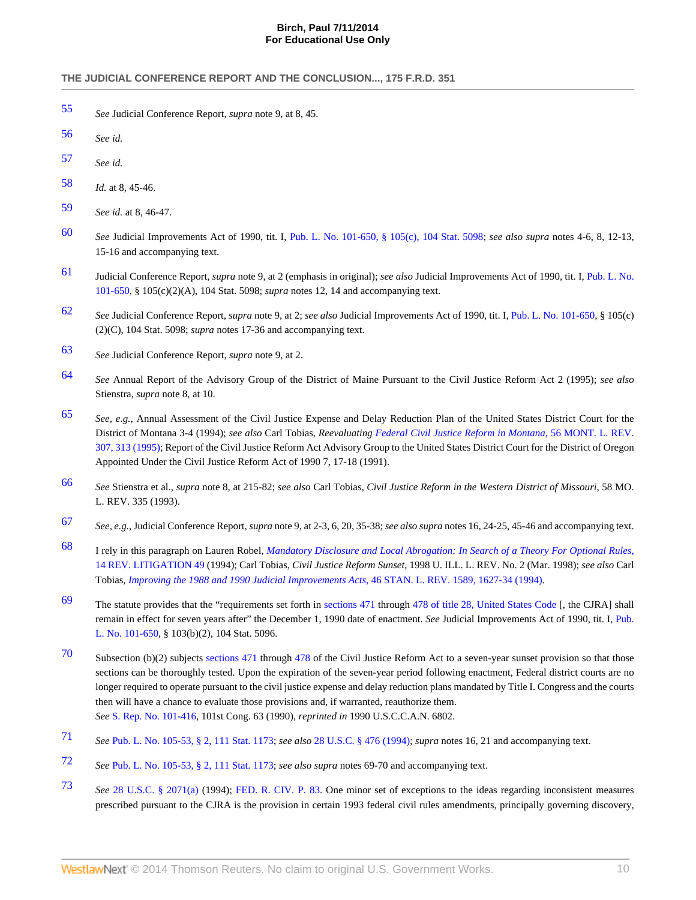55 *See* Judicial Conference Report, *supra* note 9, at 8, 45.

56 *See id.*

57 *See id.*

58 *Id.* at 8, 45-46.

59 *See id.* at 8, 46-47.

60 *See* Judicial Improvements Act of 1990, tit. I, Pub. L. No. 101-650, § 105(c), 104 Stat. 5098; *see also supra* notes 4-6, 8, 12-13, 15-16 and accompanying text.

61 Judicial Conference Report, *supra* note 9, at 2 (emphasis in original); *see also* Judicial Improvements Act of 1990, tit. I, Pub. L. No. 101-650, § 105(c)(2)(A), 104 Stat. 5098; *supra* notes 12, 14 and accompanying text.

62 *See* Judicial Conference Report, *supra* note 9, at 2; *see also* Judicial Improvements Act of 1990, tit. I, Pub. L. No. 101-650, § 105(c)(2)(C), 104 Stat. 5098; *supra* notes 17-36 and accompanying text.

63 *See* Judicial Conference Report, *supra* note 9, at 2.

64 *See* Annual Report of the Advisory Group of the District of Maine Pursuant to the Civil Justice Reform Act 2 (1995); *see also* Stienstra, *supra* note 8, at 10.

65 *See, e.g.*, Annual Assessment of the Civil Justice Expense and Delay Reduction Plan of the United States District Court for the District of Montana 3-4 (1994); *see also* Carl Tobias, *Reevaluating Federal Civil Justice Reform in Montana*, 56 MONT. L. REV. 307, 313 (1995); Report of the Civil Justice Reform Act Advisory Group to the United States District Court for the District of Oregon Appointed Under the Civil Justice Reform Act of 1990 7, 17-18 (1991).

66 *See* Stienstra et al., *supra* note 8, at 215-82; *see also* Carl Tobias, *Civil Justice Reform in the Western District of Missouri*, 58 MO. L. REV. 335 (1993).

67 *See, e.g.*, Judicial Conference Report, *supra* note 9, at 2-3, 6, 20, 35-38; *see also supra* notes 16, 24-25, 45-46 and accompanying text.

68 I rely in this paragraph on Lauren Robel, *Mandatory Disclosure and Local Abrogation: In Search of a Theory For Optional Rules*, 14 REV. LITIGATION 49 (1994); Carl Tobias, *Civil Justice Reform Sunset*, 1998 U. ILL. L. REV. No. 2 (Mar. 1998); *see also* Carl Tobias, *Improving the 1988 and 1990 Judicial Improvements Acts*, 46 STAN. L. REV. 1589, 1627-34 (1994).

69 The statute provides that the "requirements set forth in sections 471 through 478 of title 28, United States Code [, the CJRA] shall remain in effect for seven years after" the December 1, 1990 date of enactment. *See* Judicial Improvements Act of 1990, tit. I, Pub. L. No. 101-650, § 103(b)(2), 104 Stat. 5096.

70 Subsection (b)(2) subjects sections 471 through 478 of the Civil Justice Reform Act to a seven-year sunset provision so that those sections can be thoroughly tested. Upon the expiration of the seven-year period following enactment, Federal district courts are no longer required to operate pursuant to the civil justice expense and delay reduction plans mandated by Title I. Congress and the courts then will have a chance to evaluate those provisions and, if warranted, reauthorize them.
*See* S. Rep. No. 101-416, 101st Cong. 63 (1990), *reprinted in* 1990 U.S.C.C.A.N. 6802.

71 *See* Pub. L. No. 105-53, § 2, 111 Stat. 1173; *see also* 28 U.S.C. § 476 (1994); *supra* notes 16, 21 and accompanying text.

72 *See* Pub. L. No. 105-53, § 2, 111 Stat. 1173; *see also supra* notes 69-70 and accompanying text.

73 *See* 28 U.S.C. § 2071(a) (1994); FED. R. CIV. P. 83. One minor set of exceptions to the ideas regarding inconsistent measures prescribed pursuant to the CJRA is the provision in certain 1993 federal civil rules amendments, principally governing discovery,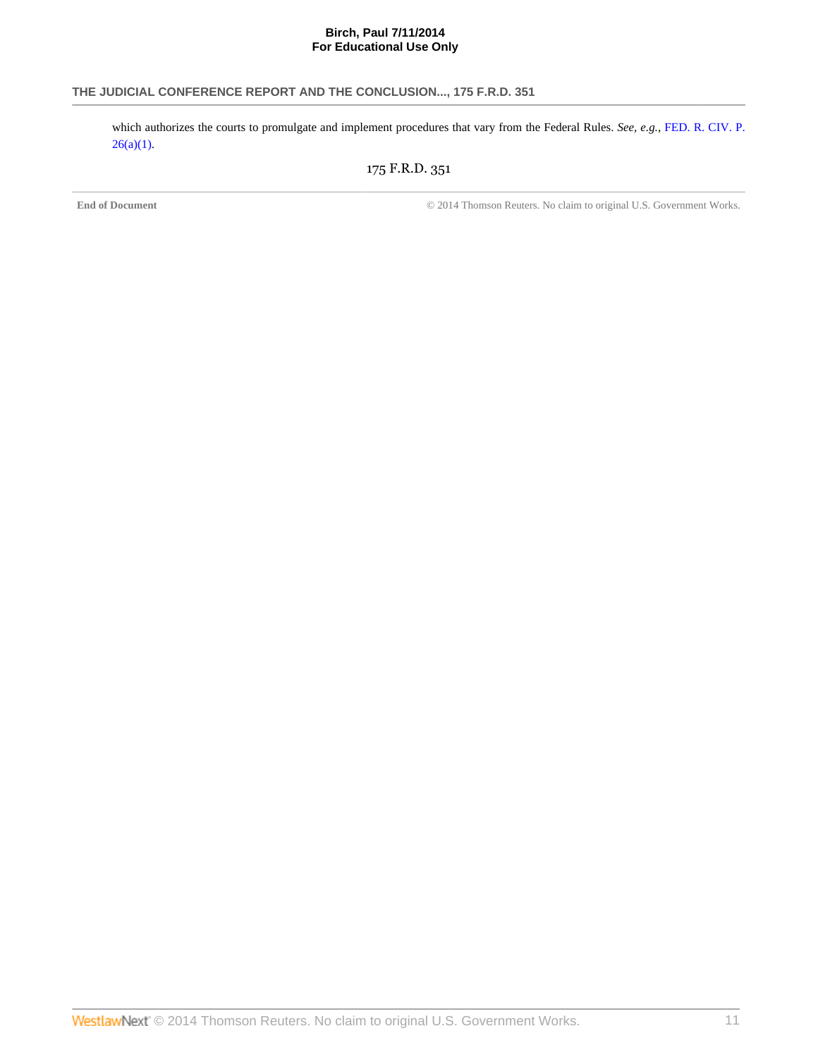which authorizes the courts to promulgate and implement procedures that vary from the Federal Rules. *See, e.g.*, FED. R. CIV. P. 26(a)(1).

175 F.R.D. 351

**End of Document** © 2014 Thomson Reuters. No claim to original U.S. Government Works.